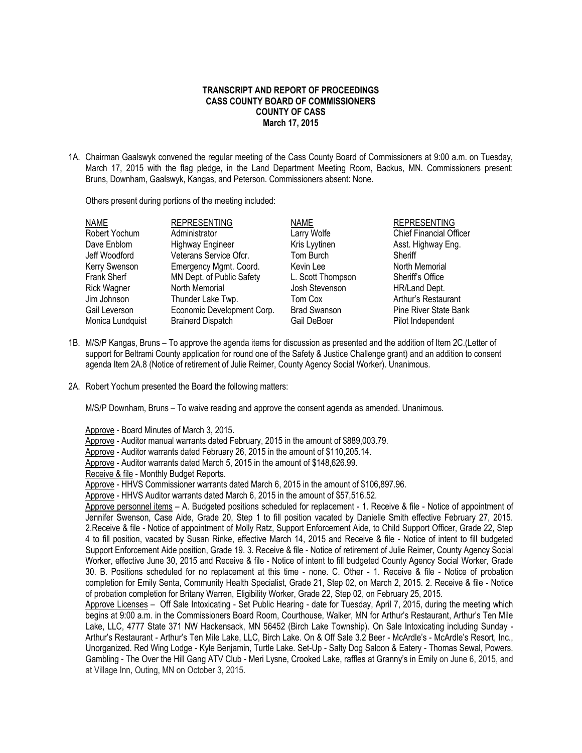**TRANSCRIPT AND REPORT OF PROCEEDINGS**
**CASS COUNTY BOARD OF COMMISSIONERS**
**COUNTY OF CASS**
**March 17, 2015**

1A. Chairman Gaalswyk convened the regular meeting of the Cass County Board of Commissioners at 9:00 a.m. on Tuesday, March 17, 2015 with the flag pledge, in the Land Department Meeting Room, Backus, MN. Commissioners present: Bruns, Downham, Gaalswyk, Kangas, and Peterson. Commissioners absent: None.

Others present during portions of the meeting included:

| NAME | REPRESENTING | NAME | REPRESENTING |
|---|---|---|---|
| Robert Yochum | Administrator | Larry Wolfe | Chief Financial Officer |
| Dave Enblom | Highway Engineer | Kris Lyytinen | Asst. Highway Eng. |
| Jeff Woodford | Veterans Service Ofcr. | Tom Burch | Sheriff |
| Kerry Swenson | Emergency Mgmt. Coord. | Kevin Lee | North Memorial |
| Frank Sherf | MN Dept. of Public Safety | L. Scott Thompson | Sheriff's Office |
| Rick Wagner | North Memorial | Josh Stevenson | HR/Land Dept. |
| Jim Johnson | Thunder Lake Twp. | Tom Cox | Arthur's Restaurant |
| Gail Leverson | Economic Development Corp. | Brad Swanson | Pine River State Bank |
| Monica Lundquist | Brainerd Dispatch | Gail DeBoer | Pilot Independent |

1B. M/S/P Kangas, Bruns – To approve the agenda items for discussion as presented and the addition of Item 2C.(Letter of support for Beltrami County application for round one of the Safety & Justice Challenge grant) and an addition to consent agenda Item 2A.8 (Notice of retirement of Julie Reimer, County Agency Social Worker). Unanimous.

2A. Robert Yochum presented the Board the following matters:

M/S/P Downham, Bruns – To waive reading and approve the consent agenda as amended. Unanimous.

Approve - Board Minutes of March 3, 2015.
Approve - Auditor manual warrants dated February, 2015 in the amount of $889,003.79.
Approve - Auditor warrants dated February 26, 2015 in the amount of $110,205.14.
Approve - Auditor warrants dated March 5, 2015 in the amount of $148,626.99.
Receive & file - Monthly Budget Reports.
Approve - HHVS Commissioner warrants dated March 6, 2015 in the amount of $106,897.96.
Approve - HHVS Auditor warrants dated March 6, 2015 in the amount of $57,516.52.
Approve personnel items – A. Budgeted positions scheduled for replacement - 1. Receive & file - Notice of appointment of Jennifer Swenson, Case Aide, Grade 20, Step 1 to fill position vacated by Danielle Smith effective February 27, 2015. 2.Receive & file - Notice of appointment of Molly Ratz, Support Enforcement Aide, to Child Support Officer, Grade 22, Step 4 to fill position, vacated by Susan Rinke, effective March 14, 2015 and Receive & file - Notice of intent to fill budgeted Support Enforcement Aide position, Grade 19. 3. Receive & file - Notice of retirement of Julie Reimer, County Agency Social Worker, effective June 30, 2015 and Receive & file - Notice of intent to fill budgeted County Agency Social Worker, Grade 30. B. Positions scheduled for no replacement at this time - none. C. Other - 1. Receive & file - Notice of probation completion for Emily Senta, Community Health Specialist, Grade 21, Step 02, on March 2, 2015. 2. Receive & file - Notice of probation completion for Britany Warren, Eligibility Worker, Grade 22, Step 02, on February 25, 2015.
Approve Licenses – Off Sale Intoxicating - Set Public Hearing - date for Tuesday, April 7, 2015, during the meeting which begins at 9:00 a.m. in the Commissioners Board Room, Courthouse, Walker, MN for Arthur's Restaurant, Arthur's Ten Mile Lake, LLC, 4777 State 371 NW Hackensack, MN 56452 (Birch Lake Township). On Sale Intoxicating including Sunday - Arthur's Restaurant - Arthur's Ten Mile Lake, LLC, Birch Lake. On & Off Sale 3.2 Beer - McArdle's - McArdle's Resort, Inc., Unorganized. Red Wing Lodge - Kyle Benjamin, Turtle Lake. Set-Up - Salty Dog Saloon & Eatery - Thomas Sewal, Powers. Gambling - The Over the Hill Gang ATV Club - Meri Lysne, Crooked Lake, raffles at Granny's in Emily on June 6, 2015, and at Village Inn, Outing, MN on October 3, 2015.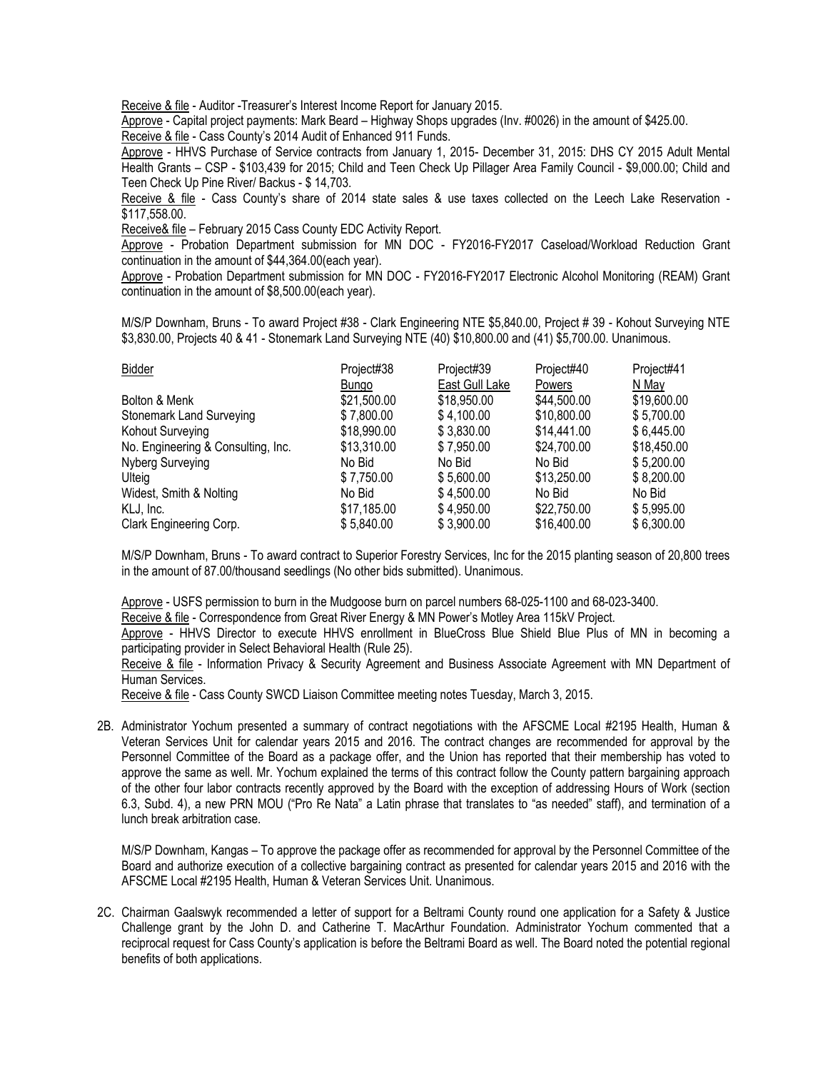Receive & file - Auditor -Treasurer's Interest Income Report for January 2015.

Approve - Capital project payments: Mark Beard – Highway Shops upgrades (Inv. #0026) in the amount of $425.00.

Receive & file - Cass County's 2014 Audit of Enhanced 911 Funds.

Approve - HHVS Purchase of Service contracts from January 1, 2015- December 31, 2015: DHS CY 2015 Adult Mental Health Grants – CSP - $103,439 for 2015; Child and Teen Check Up Pillager Area Family Council - $9,000.00; Child and Teen Check Up Pine River/ Backus - $ 14,703.

Receive & file - Cass County's share of 2014 state sales & use taxes collected on the Leech Lake Reservation - $117,558.00.

Receive& file – February 2015 Cass County EDC Activity Report.

Approve - Probation Department submission for MN DOC - FY2016-FY2017 Caseload/Workload Reduction Grant continuation in the amount of $44,364.00(each year).

Approve - Probation Department submission for MN DOC - FY2016-FY2017 Electronic Alcohol Monitoring (REAM) Grant continuation in the amount of $8,500.00(each year).

M/S/P Downham, Bruns - To award Project #38 - Clark Engineering NTE $5,840.00, Project # 39 - Kohout Surveying NTE $3,830.00, Projects 40 & 41 - Stonemark Land Surveying NTE (40) $10,800.00 and (41) $5,700.00. Unanimous.

| Bidder | Project#38 Bungo | Project#39 East Gull Lake | Project#40 Powers | Project#41 N May |
|---|---|---|---|---|
| Bolton & Menk | $21,500.00 | $18,950.00 | $44,500.00 | $19,600.00 |
| Stonemark Land Surveying | $ 7,800.00 | $ 4,100.00 | $10,800.00 | $ 5,700.00 |
| Kohout Surveying | $18,990.00 | $ 3,830.00 | $14,441.00 | $ 6,445.00 |
| No. Engineering & Consulting, Inc. | $13,310.00 | $ 7,950.00 | $24,700.00 | $18,450.00 |
| Nyberg Surveying | No Bid | No Bid | No Bid | $ 5,200.00 |
| Ulteig | $ 7,750.00 | $ 5,600.00 | $13,250.00 | $ 8,200.00 |
| Widest, Smith & Nolting | No Bid | $ 4,500.00 | No Bid | No Bid |
| KLJ, Inc. | $17,185.00 | $ 4,950.00 | $22,750.00 | $ 5,995.00 |
| Clark Engineering Corp. | $ 5,840.00 | $ 3,900.00 | $16,400.00 | $ 6,300.00 |

M/S/P Downham, Bruns - To award contract to Superior Forestry Services, Inc for the 2015 planting season of 20,800 trees in the amount of 87.00/thousand seedlings (No other bids submitted). Unanimous.

Approve - USFS permission to burn in the Mudgoose burn on parcel numbers 68-025-1100 and 68-023-3400.

Receive & file - Correspondence from Great River Energy & MN Power's Motley Area 115kV Project.

Approve - HHVS Director to execute HHVS enrollment in BlueCross Blue Shield Blue Plus of MN in becoming a participating provider in Select Behavioral Health (Rule 25).

Receive & file - Information Privacy & Security Agreement and Business Associate Agreement with MN Department of Human Services.

Receive & file - Cass County SWCD Liaison Committee meeting notes Tuesday, March 3, 2015.

2B. Administrator Yochum presented a summary of contract negotiations with the AFSCME Local #2195 Health, Human & Veteran Services Unit for calendar years 2015 and 2016. The contract changes are recommended for approval by the Personnel Committee of the Board as a package offer, and the Union has reported that their membership has voted to approve the same as well. Mr. Yochum explained the terms of this contract follow the County pattern bargaining approach of the other four labor contracts recently approved by the Board with the exception of addressing Hours of Work (section 6.3, Subd. 4), a new PRN MOU ("Pro Re Nata" a Latin phrase that translates to "as needed" staff), and termination of a lunch break arbitration case.

M/S/P Downham, Kangas – To approve the package offer as recommended for approval by the Personnel Committee of the Board and authorize execution of a collective bargaining contract as presented for calendar years 2015 and 2016 with the AFSCME Local #2195 Health, Human & Veteran Services Unit. Unanimous.

2C. Chairman Gaalswyk recommended a letter of support for a Beltrami County round one application for a Safety & Justice Challenge grant by the John D. and Catherine T. MacArthur Foundation. Administrator Yochum commented that a reciprocal request for Cass County's application is before the Beltrami Board as well. The Board noted the potential regional benefits of both applications.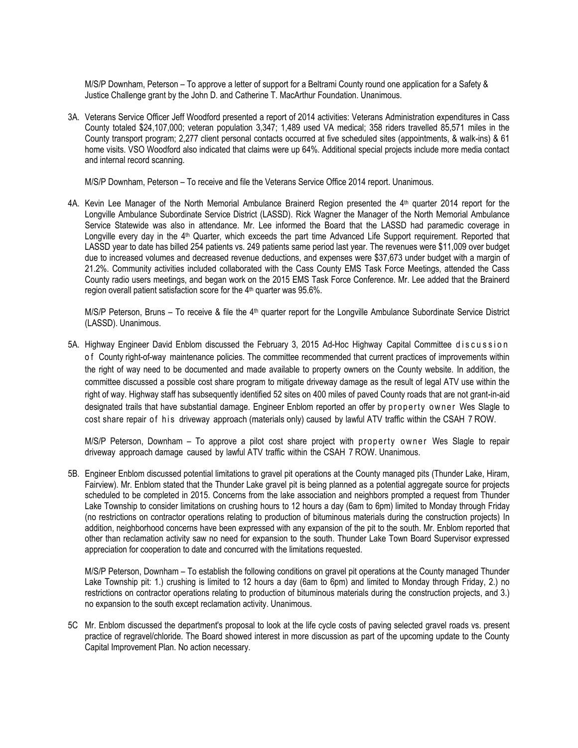M/S/P Downham, Peterson – To approve a letter of support for a Beltrami County round one application for a Safety & Justice Challenge grant by the John D. and Catherine T. MacArthur Foundation. Unanimous.

3A. Veterans Service Officer Jeff Woodford presented a report of 2014 activities: Veterans Administration expenditures in Cass County totaled $24,107,000; veteran population 3,347; 1,489 used VA medical; 358 riders travelled 85,571 miles in the County transport program; 2,277 client personal contacts occurred at five scheduled sites (appointments, & walk-ins) & 61 home visits. VSO Woodford also indicated that claims were up 64%. Additional special projects include more media contact and internal record scanning.

M/S/P Downham, Peterson – To receive and file the Veterans Service Office 2014 report. Unanimous.

4A. Kevin Lee Manager of the North Memorial Ambulance Brainerd Region presented the 4th quarter 2014 report for the Longville Ambulance Subordinate Service District (LASSD). Rick Wagner the Manager of the North Memorial Ambulance Service Statewide was also in attendance. Mr. Lee informed the Board that the LASSD had paramedic coverage in Longville every day in the 4th Quarter, which exceeds the part time Advanced Life Support requirement. Reported that LASSD year to date has billed 254 patients vs. 249 patients same period last year. The revenues were $11,009 over budget due to increased volumes and decreased revenue deductions, and expenses were $37,673 under budget with a margin of 21.2%. Community activities included collaborated with the Cass County EMS Task Force Meetings, attended the Cass County radio users meetings, and began work on the 2015 EMS Task Force Conference. Mr. Lee added that the Brainerd region overall patient satisfaction score for the 4th quarter was 95.6%.

M/S/P Peterson, Bruns – To receive & file the 4th quarter report for the Longville Ambulance Subordinate Service District (LASSD). Unanimous.

5A. Highway Engineer David Enblom discussed the February 3, 2015 Ad-Hoc Highway Capital Committee discussion of County right-of-way maintenance policies. The committee recommended that current practices of improvements within the right of way need to be documented and made available to property owners on the County website. In addition, the committee discussed a possible cost share program to mitigate driveway damage as the result of legal ATV use within the right of way. Highway staff has subsequently identified 52 sites on 400 miles of paved County roads that are not grant-in-aid designated trails that have substantial damage. Engineer Enblom reported an offer by property owner Wes Slagle to cost share repair of his driveway approach (materials only) caused by lawful ATV traffic within the CSAH 7 ROW.

M/S/P Peterson, Downham – To approve a pilot cost share project with property owner Wes Slagle to repair driveway approach damage caused by lawful ATV traffic within the CSAH 7 ROW. Unanimous.

5B. Engineer Enblom discussed potential limitations to gravel pit operations at the County managed pits (Thunder Lake, Hiram, Fairview). Mr. Enblom stated that the Thunder Lake gravel pit is being planned as a potential aggregate source for projects scheduled to be completed in 2015. Concerns from the lake association and neighbors prompted a request from Thunder Lake Township to consider limitations on crushing hours to 12 hours a day (6am to 6pm) limited to Monday through Friday (no restrictions on contractor operations relating to production of bituminous materials during the construction projects) In addition, neighborhood concerns have been expressed with any expansion of the pit to the south. Mr. Enblom reported that other than reclamation activity saw no need for expansion to the south. Thunder Lake Town Board Supervisor expressed appreciation for cooperation to date and concurred with the limitations requested.

M/S/P Peterson, Downham – To establish the following conditions on gravel pit operations at the County managed Thunder Lake Township pit: 1.) crushing is limited to 12 hours a day (6am to 6pm) and limited to Monday through Friday, 2.) no restrictions on contractor operations relating to production of bituminous materials during the construction projects, and 3.) no expansion to the south except reclamation activity. Unanimous.

5C Mr. Enblom discussed the department's proposal to look at the life cycle costs of paving selected gravel roads vs. present practice of regravel/chloride. The Board showed interest in more discussion as part of the upcoming update to the County Capital Improvement Plan. No action necessary.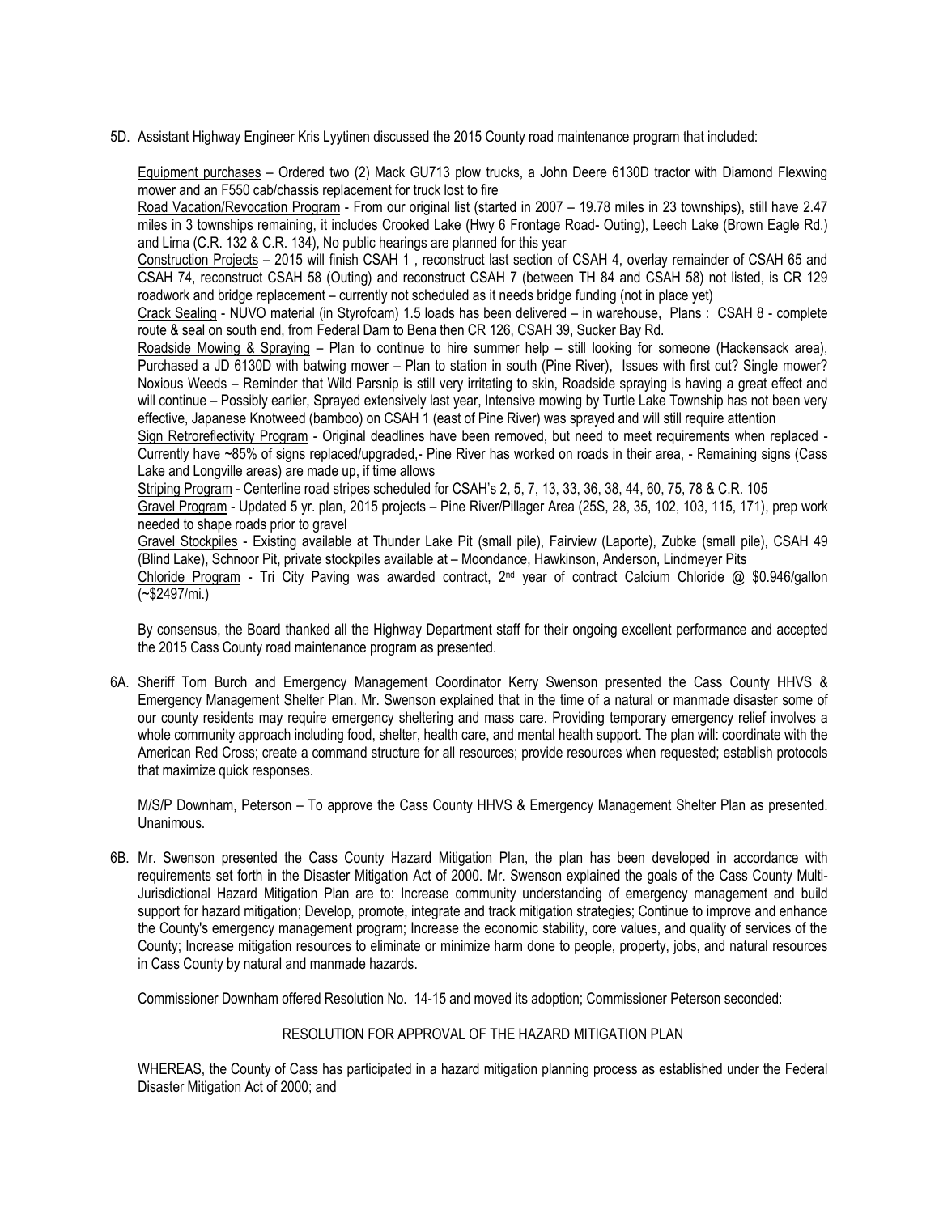5D. Assistant Highway Engineer Kris Lyytinen discussed the 2015 County road maintenance program that included:

Equipment purchases – Ordered two (2) Mack GU713 plow trucks, a John Deere 6130D tractor with Diamond Flexwing mower and an F550 cab/chassis replacement for truck lost to fire

Road Vacation/Revocation Program - From our original list (started in 2007 – 19.78 miles in 23 townships), still have 2.47 miles in 3 townships remaining, it includes Crooked Lake (Hwy 6 Frontage Road- Outing), Leech Lake (Brown Eagle Rd.) and Lima (C.R. 132 & C.R. 134), No public hearings are planned for this year

Construction Projects – 2015 will finish CSAH 1 , reconstruct last section of CSAH 4, overlay remainder of CSAH 65 and CSAH 74, reconstruct CSAH 58 (Outing) and reconstruct CSAH 7 (between TH 84 and CSAH 58) not listed, is CR 129 roadwork and bridge replacement – currently not scheduled as it needs bridge funding (not in place yet)

Crack Sealing - NUVO material (in Styrofoam) 1.5 loads has been delivered – in warehouse, Plans : CSAH 8 - complete route & seal on south end, from Federal Dam to Bena then CR 126, CSAH 39, Sucker Bay Rd.

Roadside Mowing & Spraying – Plan to continue to hire summer help – still looking for someone (Hackensack area), Purchased a JD 6130D with batwing mower – Plan to station in south (Pine River), Issues with first cut? Single mower? Noxious Weeds – Reminder that Wild Parsnip is still very irritating to skin, Roadside spraying is having a great effect and will continue – Possibly earlier, Sprayed extensively last year, Intensive mowing by Turtle Lake Township has not been very effective, Japanese Knotweed (bamboo) on CSAH 1 (east of Pine River) was sprayed and will still require attention

Sign Retroreflectivity Program - Original deadlines have been removed, but need to meet requirements when replaced - Currently have ~85% of signs replaced/upgraded,- Pine River has worked on roads in their area, - Remaining signs (Cass Lake and Longville areas) are made up, if time allows

Striping Program - Centerline road stripes scheduled for CSAH's 2, 5, 7, 13, 33, 36, 38, 44, 60, 75, 78 & C.R. 105

Gravel Program - Updated 5 yr. plan, 2015 projects – Pine River/Pillager Area (25S, 28, 35, 102, 103, 115, 171), prep work needed to shape roads prior to gravel

Gravel Stockpiles - Existing available at Thunder Lake Pit (small pile), Fairview (Laporte), Zubke (small pile), CSAH 49 (Blind Lake), Schnoor Pit, private stockpiles available at – Moondance, Hawkinson, Anderson, Lindmeyer Pits

Chloride Program - Tri City Paving was awarded contract, 2nd year of contract Calcium Chloride @ $0.946/gallon (~$2497/mi.)

By consensus, the Board thanked all the Highway Department staff for their ongoing excellent performance and accepted the 2015 Cass County road maintenance program as presented.

6A. Sheriff Tom Burch and Emergency Management Coordinator Kerry Swenson presented the Cass County HHVS & Emergency Management Shelter Plan. Mr. Swenson explained that in the time of a natural or manmade disaster some of our county residents may require emergency sheltering and mass care. Providing temporary emergency relief involves a whole community approach including food, shelter, health care, and mental health support. The plan will: coordinate with the American Red Cross; create a command structure for all resources; provide resources when requested; establish protocols that maximize quick responses.

M/S/P Downham, Peterson – To approve the Cass County HHVS & Emergency Management Shelter Plan as presented. Unanimous.

6B. Mr. Swenson presented the Cass County Hazard Mitigation Plan, the plan has been developed in accordance with requirements set forth in the Disaster Mitigation Act of 2000. Mr. Swenson explained the goals of the Cass County Multi-Jurisdictional Hazard Mitigation Plan are to: Increase community understanding of emergency management and build support for hazard mitigation; Develop, promote, integrate and track mitigation strategies; Continue to improve and enhance the County's emergency management program; Increase the economic stability, core values, and quality of services of the County; Increase mitigation resources to eliminate or minimize harm done to people, property, jobs, and natural resources in Cass County by natural and manmade hazards.

Commissioner Downham offered Resolution No. 14-15 and moved its adoption; Commissioner Peterson seconded:

RESOLUTION FOR APPROVAL OF THE HAZARD MITIGATION PLAN

WHEREAS, the County of Cass has participated in a hazard mitigation planning process as established under the Federal Disaster Mitigation Act of 2000; and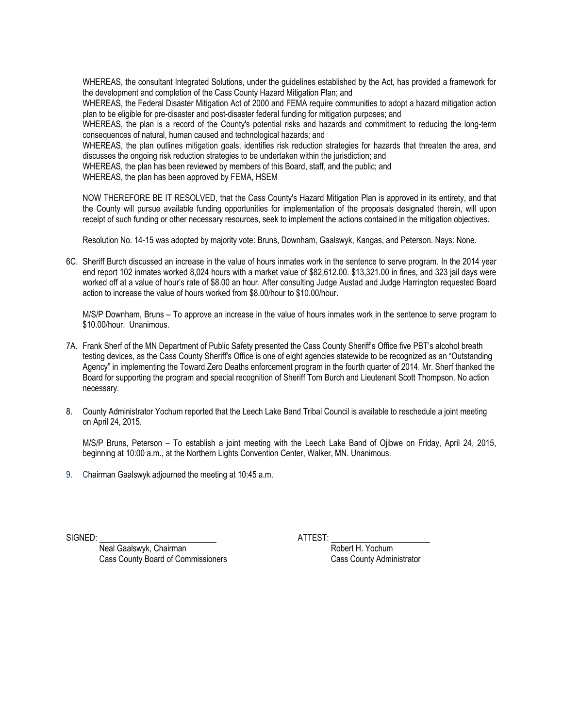WHEREAS, the consultant Integrated Solutions, under the guidelines established by the Act, has provided a framework for the development and completion of the Cass County Hazard Mitigation Plan; and

WHEREAS, the Federal Disaster Mitigation Act of 2000 and FEMA require communities to adopt a hazard mitigation action plan to be eligible for pre-disaster and post-disaster federal funding for mitigation purposes; and

WHEREAS, the plan is a record of the County's potential risks and hazards and commitment to reducing the long-term consequences of natural, human caused and technological hazards; and

WHEREAS, the plan outlines mitigation goals, identifies risk reduction strategies for hazards that threaten the area, and discusses the ongoing risk reduction strategies to be undertaken within the jurisdiction; and

WHEREAS, the plan has been reviewed by members of this Board, staff, and the public; and

WHEREAS, the plan has been approved by FEMA, HSEM

NOW THEREFORE BE IT RESOLVED, that the Cass County's Hazard Mitigation Plan is approved in its entirety, and that the County will pursue available funding opportunities for implementation of the proposals designated therein, will upon receipt of such funding or other necessary resources, seek to implement the actions contained in the mitigation objectives.

Resolution No. 14-15 was adopted by majority vote: Bruns, Downham, Gaalswyk, Kangas, and Peterson. Nays: None.

6C. Sheriff Burch discussed an increase in the value of hours inmates work in the sentence to serve program. In the 2014 year end report 102 inmates worked 8,024 hours with a market value of $82,612.00. $13,321.00 in fines, and 323 jail days were worked off at a value of hour's rate of $8.00 an hour. After consulting Judge Austad and Judge Harrington requested Board action to increase the value of hours worked from $8.00/hour to $10.00/hour.

M/S/P Downham, Bruns – To approve an increase in the value of hours inmates work in the sentence to serve program to $10.00/hour. Unanimous.

7A. Frank Sherf of the MN Department of Public Safety presented the Cass County Sheriff's Office five PBT's alcohol breath testing devices, as the Cass County Sheriff's Office is one of eight agencies statewide to be recognized as an "Outstanding Agency" in implementing the Toward Zero Deaths enforcement program in the fourth quarter of 2014. Mr. Sherf thanked the Board for supporting the program and special recognition of Sheriff Tom Burch and Lieutenant Scott Thompson. No action necessary.

8. County Administrator Yochum reported that the Leech Lake Band Tribal Council is available to reschedule a joint meeting on April 24, 2015.

M/S/P Bruns, Peterson – To establish a joint meeting with the Leech Lake Band of Ojibwe on Friday, April 24, 2015, beginning at 10:00 a.m., at the Northern Lights Convention Center, Walker, MN. Unanimous.

9. Chairman Gaalswyk adjourned the meeting at 10:45 a.m.

SIGNED: ____________________________
Neal Gaalswyk, Chairman
Cass County Board of Commissioners

ATTEST: ____________________________
Robert H. Yochum
Cass County Administrator